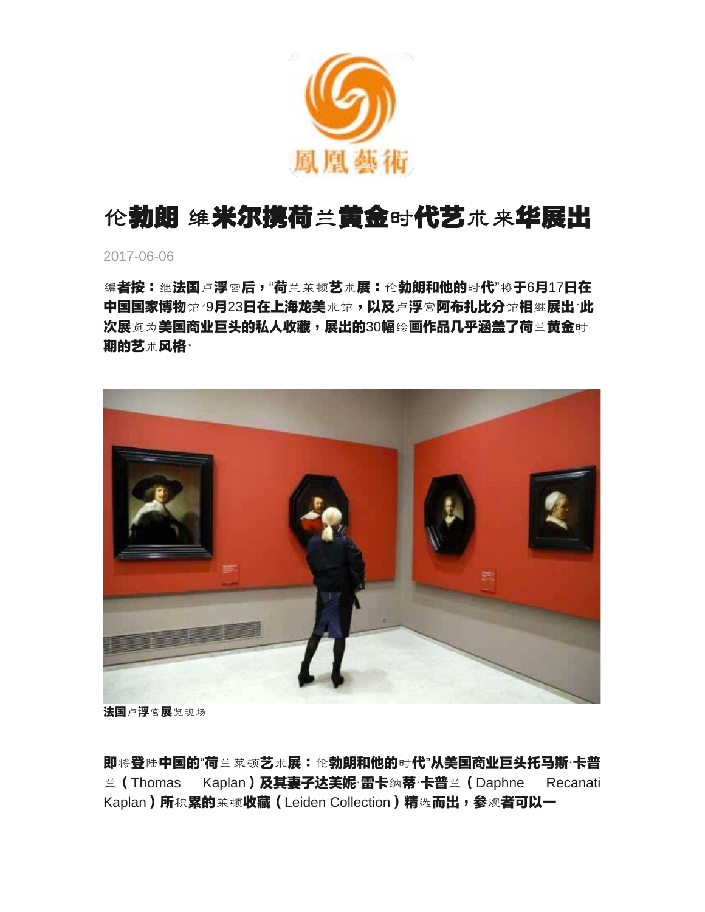凤凰艺术

# 伦勃朗 维米尔携荷兰黄金时代艺术来华展出

2017-06-06

**编者按：继法国卢浮宫后，"荷兰莱顿艺术展：伦勃朗和他的时代"将于6月17日在中国国家博物馆、9月23日在上海龙美术馆，以及卢浮宫阿布扎比分馆相继展出。此次展览为美国商业巨头的私人收藏，展出的30幅绘画作品几乎涵盖了荷兰黄金时期的艺术风格。**

法国卢浮宫展览现场

即将登陆中国的"荷兰莱顿艺术展：伦勃朗和他的时代"从美国商业巨头托马斯·卡普兰（Thomas Kaplan）及其妻子达芙妮·雷卡纳蒂·卡普兰（Daphne Recanati Kaplan）所积累的莱顿收藏（Leiden Collection）精选而出，参观者可以一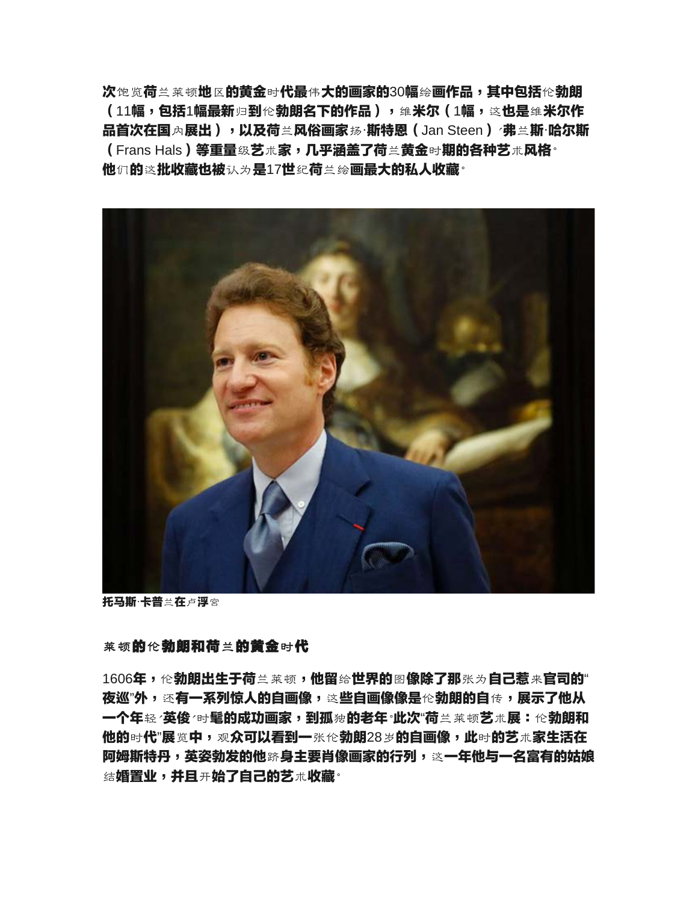次饱览荷兰莱顿地区的黄金时代最伟大的画家的30幅绘画作品，其中包括伦勃朗（11幅，包括1幅最新归到伦勃朗名下的作品），维米尔（1幅，这也是维米尔作品首次在国内展出），以及荷兰风俗画家扬·斯特恩（Jan Steen）、弗兰斯·哈尔斯（Frans Hals）等重量级艺术家，几乎涵盖了荷兰黄金时期的各种艺术风格。他们的这批收藏也被认为是17世纪荷兰绘画最大的私人收藏。

托马斯·卡普兰在卢浮宫

## 莱顿的伦勃朗和荷兰的黄金时代

1606年，伦勃朗出生于荷兰莱顿，他留给世界的图像除了那张为自己惹来官司的"夜巡"外，还有一系列惊人的自画像，这些自画像是伦勃朗的自传，展示了他从一个年轻、英俊、时髦的成功画家，到孤独的老年。此次"荷兰莱顿艺术展：伦勃朗和他的时代"展览中，观众可以看到一张伦勃朗28岁的自画像，此时的艺术家生活在阿姆斯特丹，英姿勃发的他跻身主要肖像画家的行列，这一年他与一名富有的姑娘结婚置业，并且开始了自己的艺术收藏。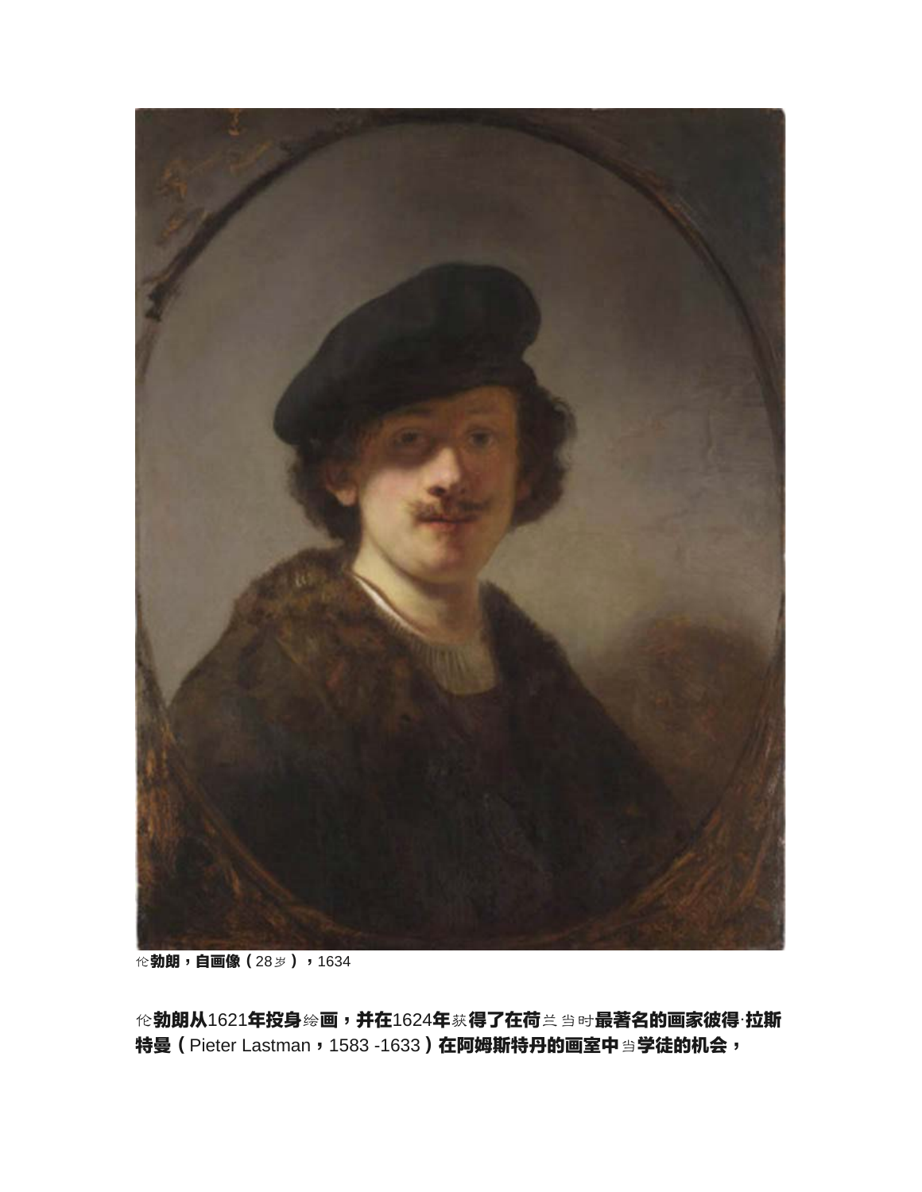伦勃朗，自画像（28岁），1634

伦勃朗从1621年投身绘画，并在1624年获得了在荷兰当时最著名的画家彼得·拉斯特曼（Pieter Lastman，1583 -1633）在阿姆斯特丹的画室中当学徒的机会，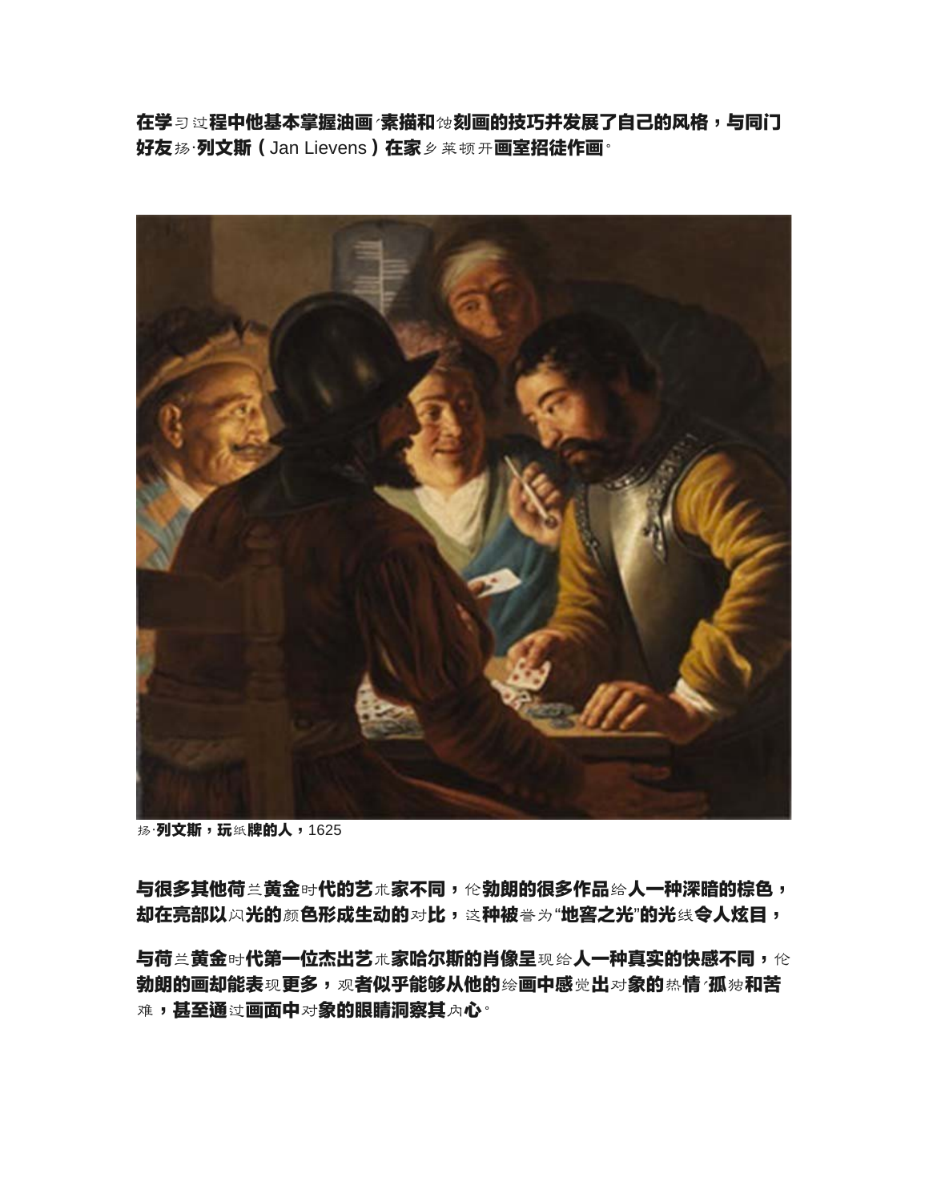在学习过程中他基本掌握油画、素描和蚀刻画的技巧并发展了自己的风格，与同门好友扬·列文斯（Jan Lievens）在家乡莱顿开画室招徒作画。

扬·列文斯，玩纸牌的人，1625

与很多其他荷兰黄金时代的艺术家不同，伦勃朗的很多作品给人一种深暗的棕色，却在亮部以闪光的颜色形成生动的对比，这种被誉为"地窖之光"的光线令人炫目，

与荷兰黄金时代第一位杰出艺术家哈尔斯的肖像呈现给人一种真实的快感不同，伦勃朗的画却能表现更多，观者似乎能够从他的绘画中感觉出对象的热情、孤独和苦难，甚至通过画面中对象的眼睛洞察其内心。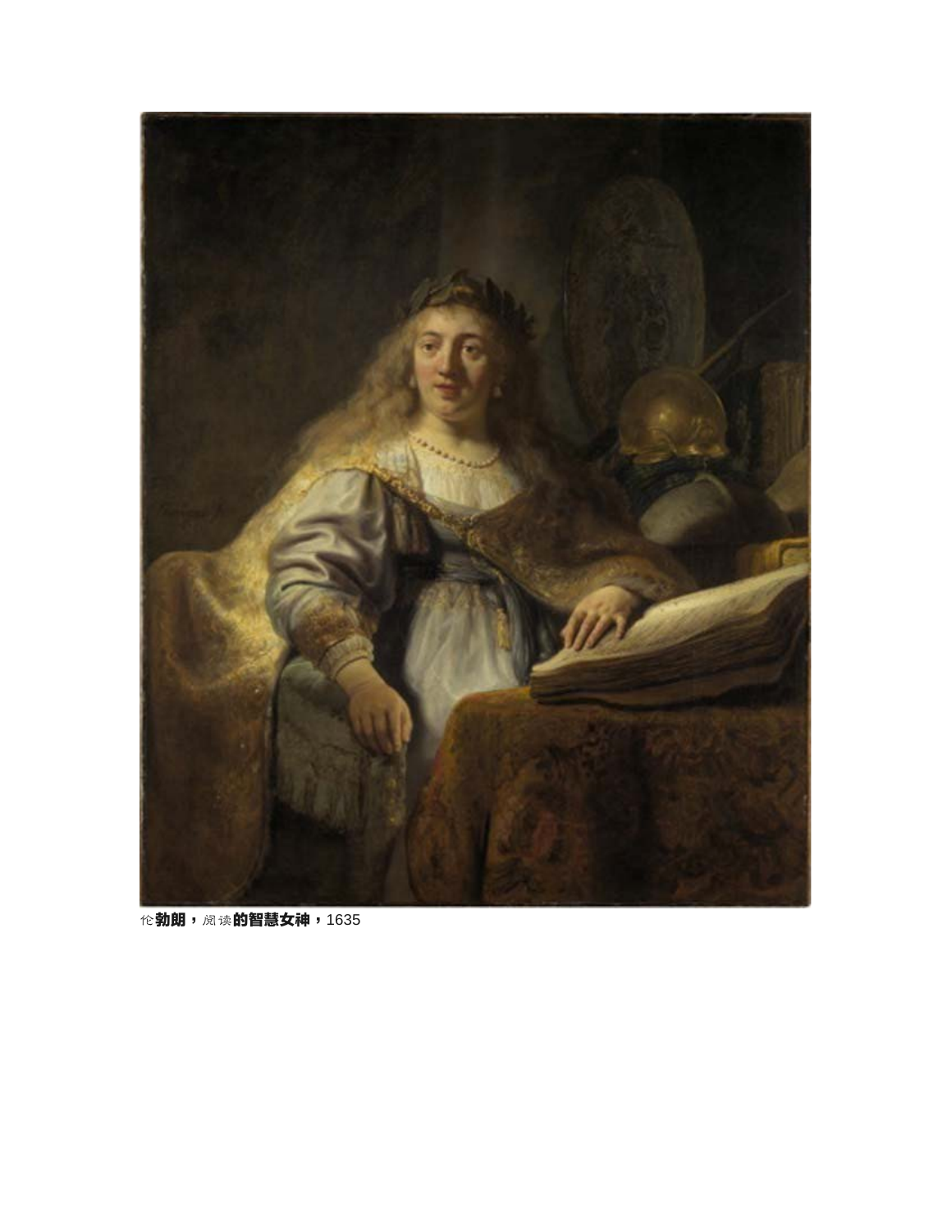伦勃朗，阅读的智慧女神，1635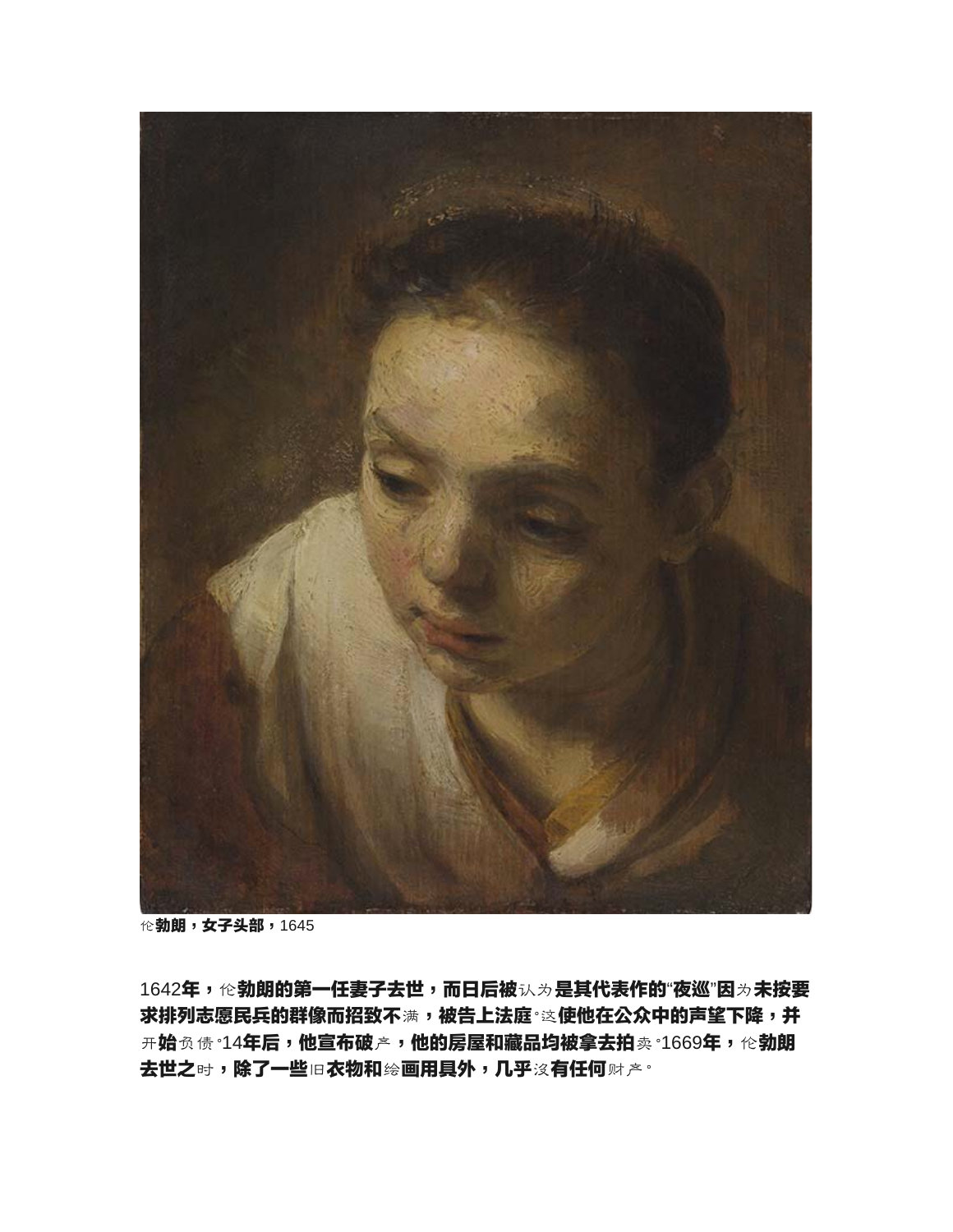伦勃朗，女子头部，1645

1642年，伦勃朗的第一任妻子去世，而日后被认为是其代表作的“夜巡”因为未按要求排列志愿民兵的群像而招致不满，被告上法庭。这使他在公众中的声望下降，并开始负债。14年后，他宣布破产，他的房屋和藏品均被拿去拍卖。1669年，伦勃朗去世之时，除了一些旧衣物和绘画用具外，几乎没有任何财产。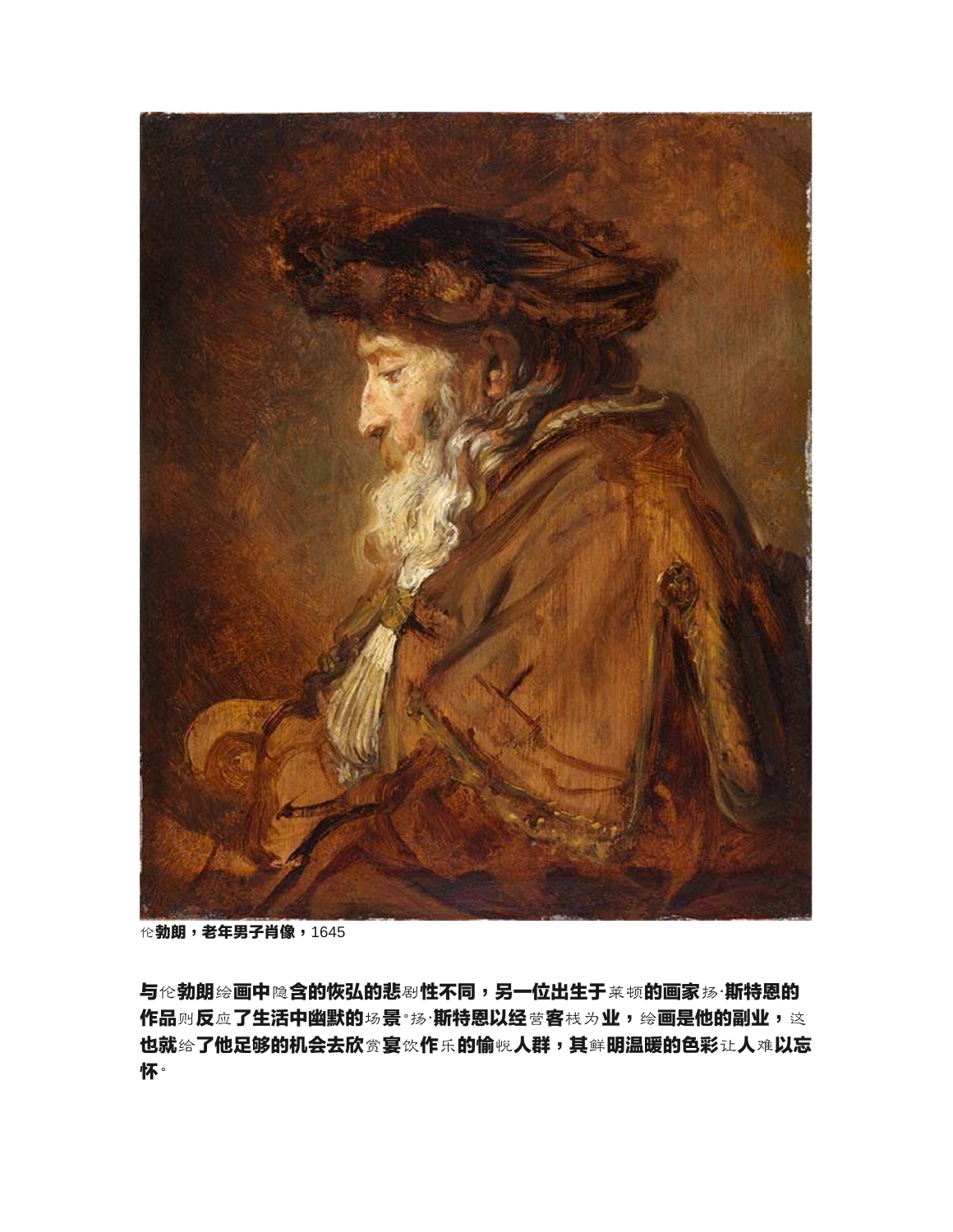伦勃朗，老年男子肖像，1645

与伦勃朗绘画中隐含的恢弘的悲剧性不同，另一位出生于莱顿的画家扬·斯特恩的作品则反应了生活中幽默的场景。扬·斯特恩以经营客栈为业，绘画是他的副业，这也就给了他足够的机会去欣赏宴饮作乐的愉悦人群，其鲜明温暖的色彩让人难以忘怀。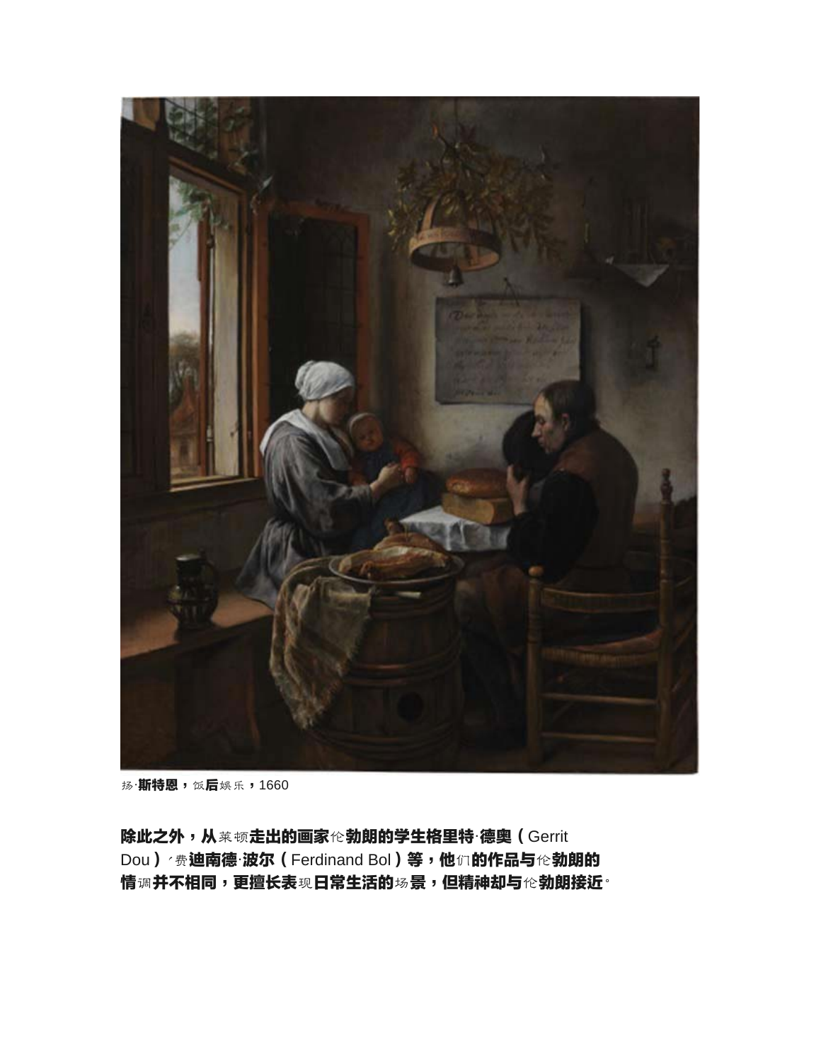扬·斯特恩，饭后娱乐，1660

除此之外，从莱顿走出的画家伦勃朗的学生格里特·德奥（Gerrit Dou）、费迪南德·波尔（Ferdinand Bol）等，他们的作品与伦勃朗的情调并不相同，更擅长表现日常生活的场景，但精神却与伦勃朗接近。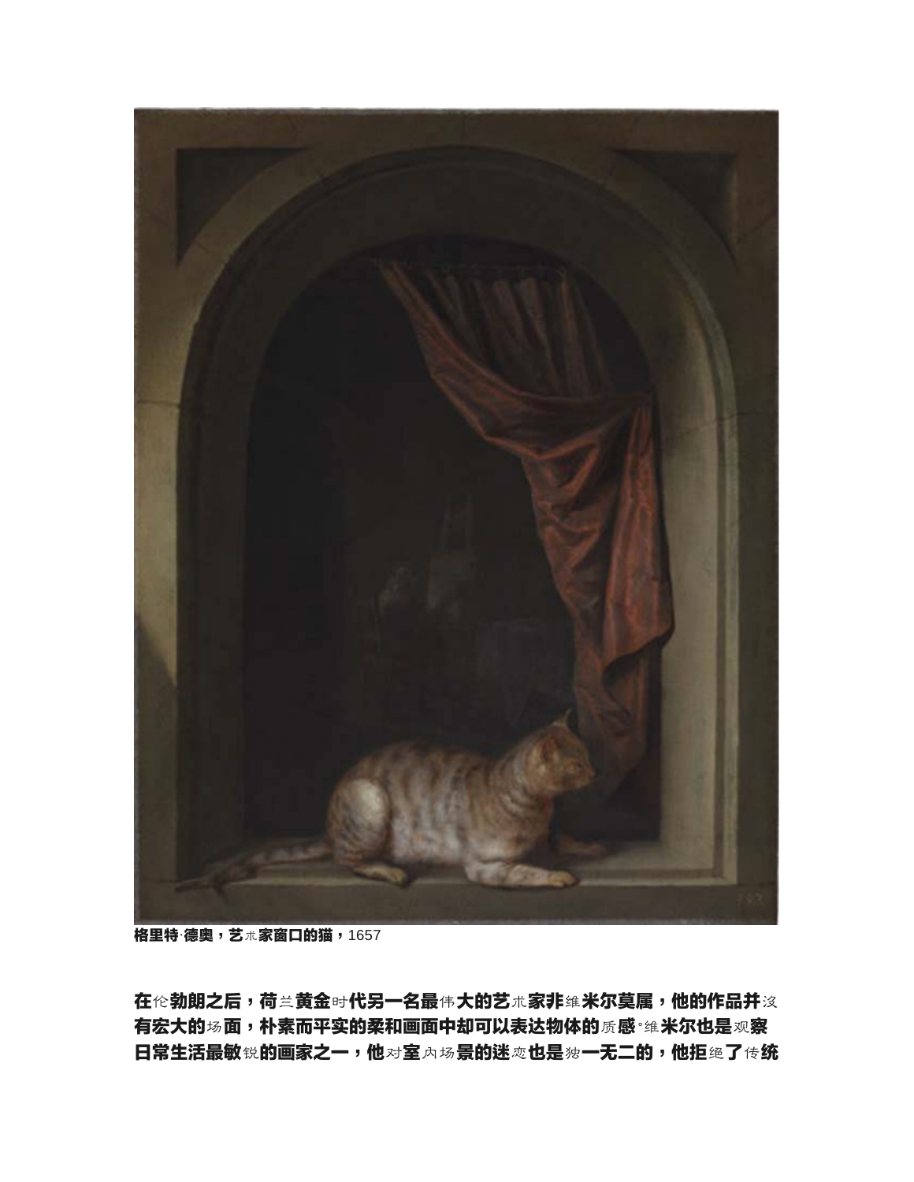格里特·德奥，艺术家窗口的猫，1657

在伦勃朗之后，荷兰黄金时代另一名最伟大的艺术家非维米尔莫属，他的作品并没有宏大的场面，朴素而平实的柔和画面中却可以表达物体的质感。维米尔也是观察日常生活最敏锐的画家之一，他对室内场景的迷恋也是独一无二的，他拒绝了传统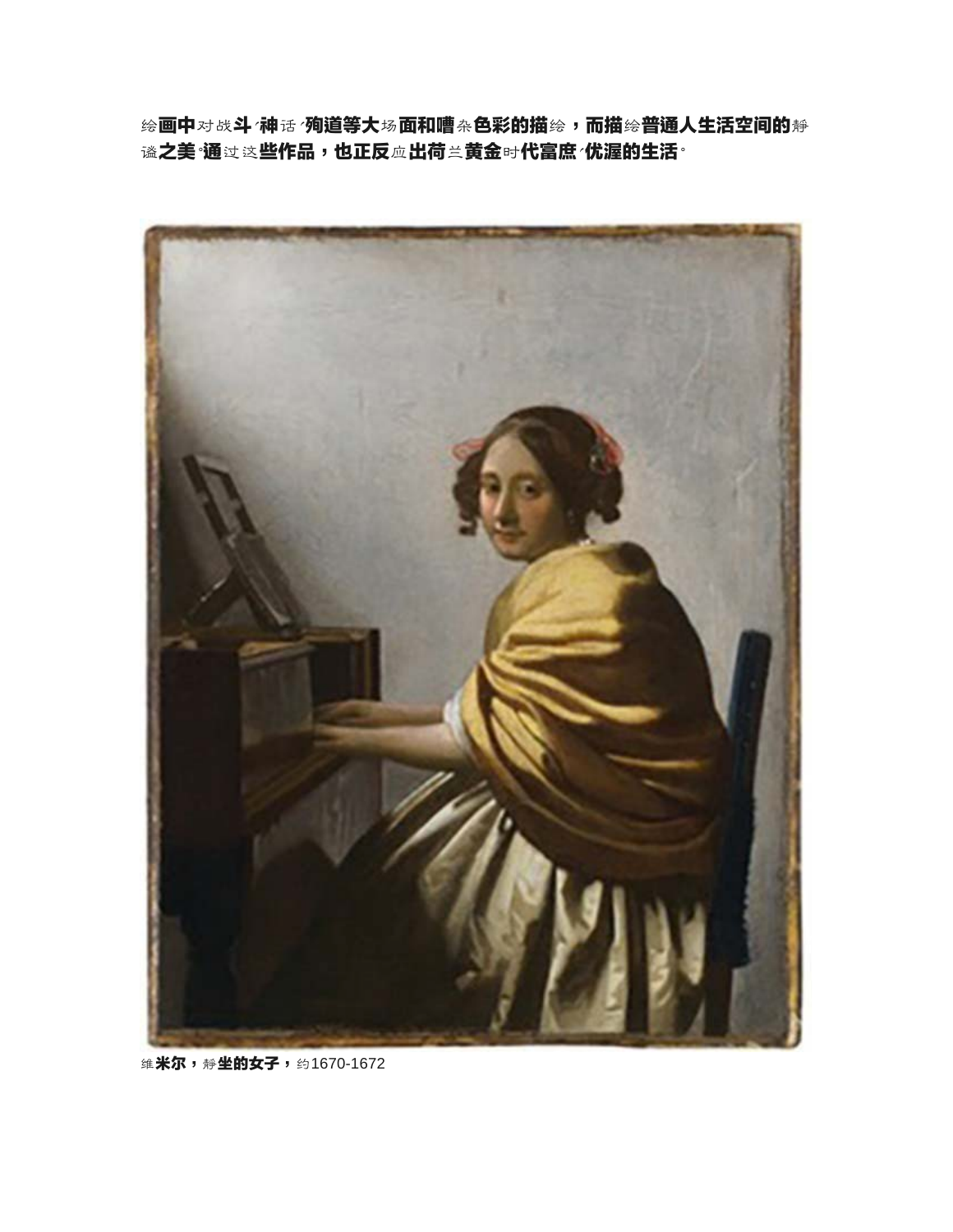绘画中对战斗、神话、殉道等大场面和嘈杂色彩的描绘，而描绘普通人生活空间的静谧之美。通过这些作品，也正反应出荷兰黄金时代富庶、优渥的生活。

维米尔，静坐的女子，约1670-1672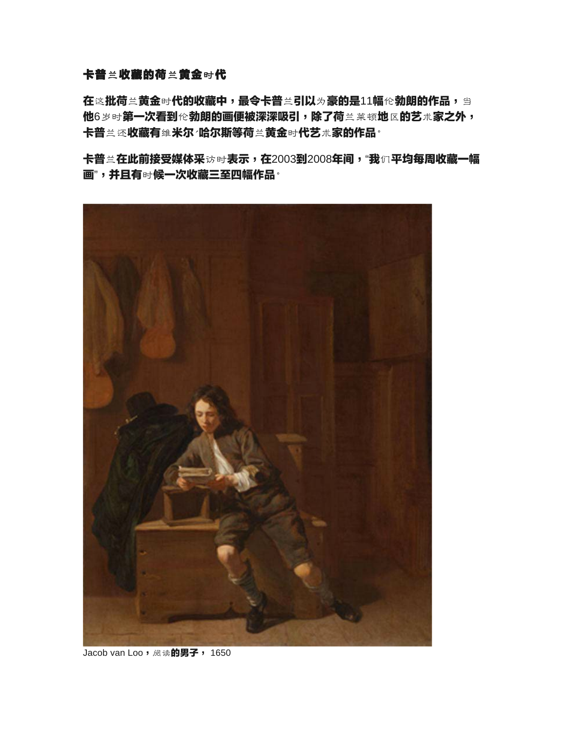## 卡普兰收藏的荷兰黄金时代

**在这批荷兰黄金时代的收藏中，最令卡普兰引以为豪的是11幅伦勃朗的作品，当他6岁时第一次看到伦勃朗的画便被深深吸引，除了荷兰莱顿地区的艺术家之外，卡普兰还收藏有维米尔·哈尔斯等荷兰黄金时代艺术家的作品。**

**卡普兰在此前接受媒体采访时表示，在2003到2008年间，"我们平均每周收藏一幅画"，并且有时候一次收藏三至四幅作品。**

Jacob van Loo，阅读的男子， 1650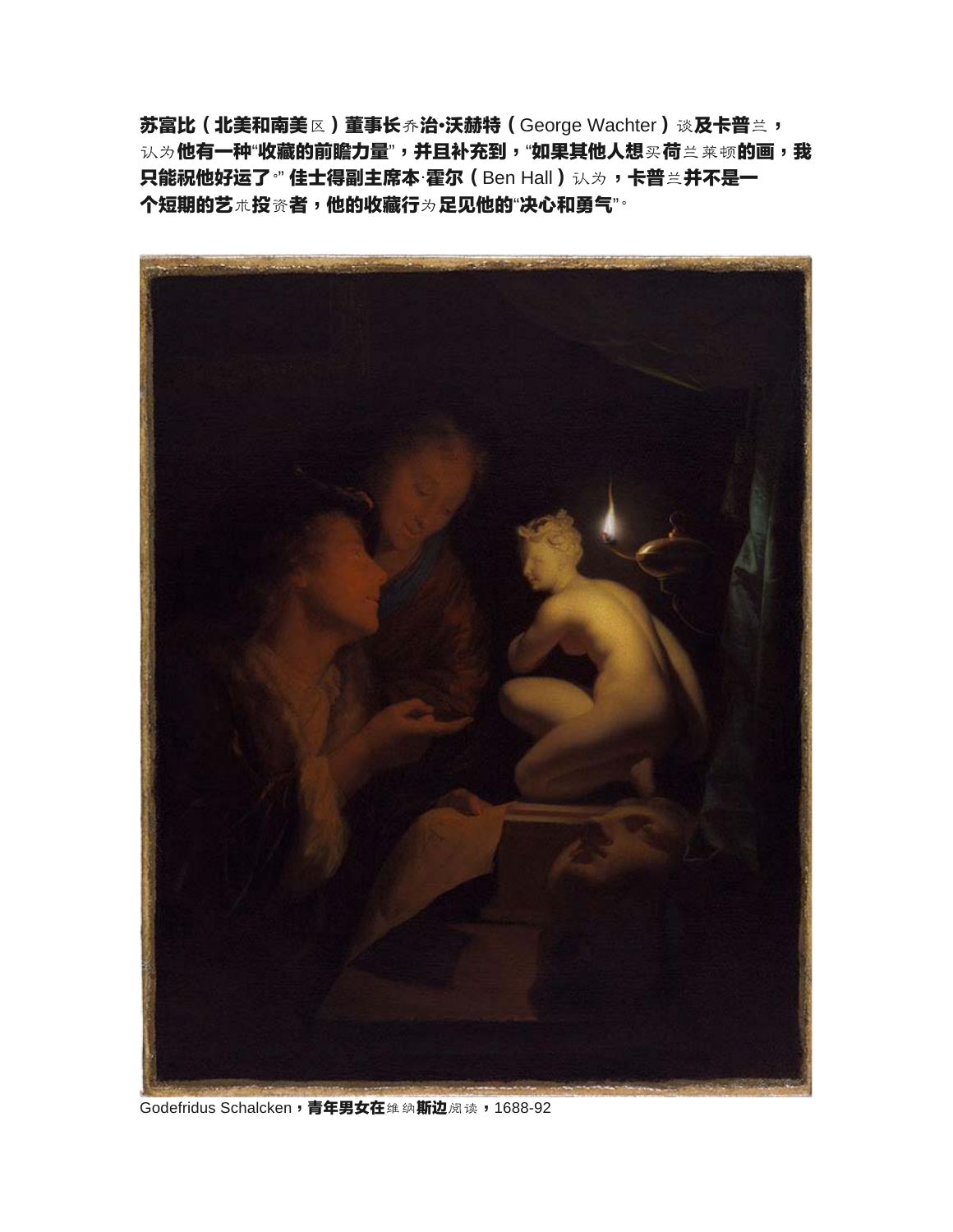苏富比（北美和南美区）董事长乔治•沃赫特（George Wachter）谈及卡普兰，认为他有一种"收藏的前瞻力量"，并且补充到，"如果其他人想买荷兰莱顿的画，我只能祝他好运了。" 佳士得副主席本·霍尔（Ben Hall）认为，卡普兰并不是一个短期的艺术投资者，他的收藏行为足见他的"决心和勇气"。

Godefridus Schalcken，青年男女在维纳斯边阅读，1688-92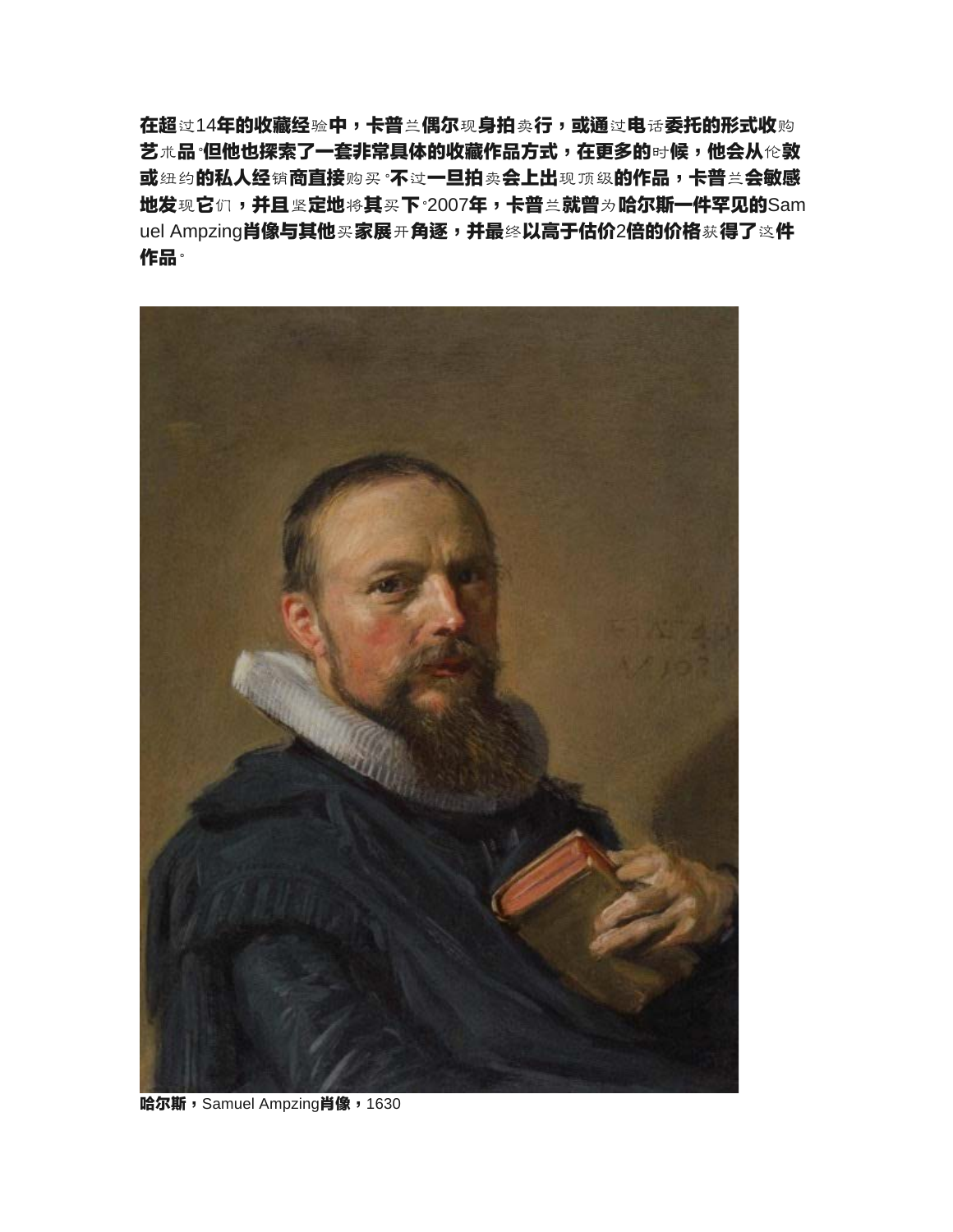在超过14年的收藏经验中，卡普兰偶尔现身拍卖行，或通过电话委托的形式收购艺术品。但他也探索了一套非常具体的收藏作品方式，在更多的时候，他会从伦敦或纽约的私人经销商直接购买。不过一旦拍卖会上出现顶级的作品，卡普兰会敏感地发现它们，并且坚定地将其买下。2007年，卡普兰就曾为哈尔斯一件罕见的Samuel Ampzing肖像与其他买家展开角逐，并最终以高于估价2倍的价格获得了这件作品。

哈尔斯，Samuel Ampzing肖像，1630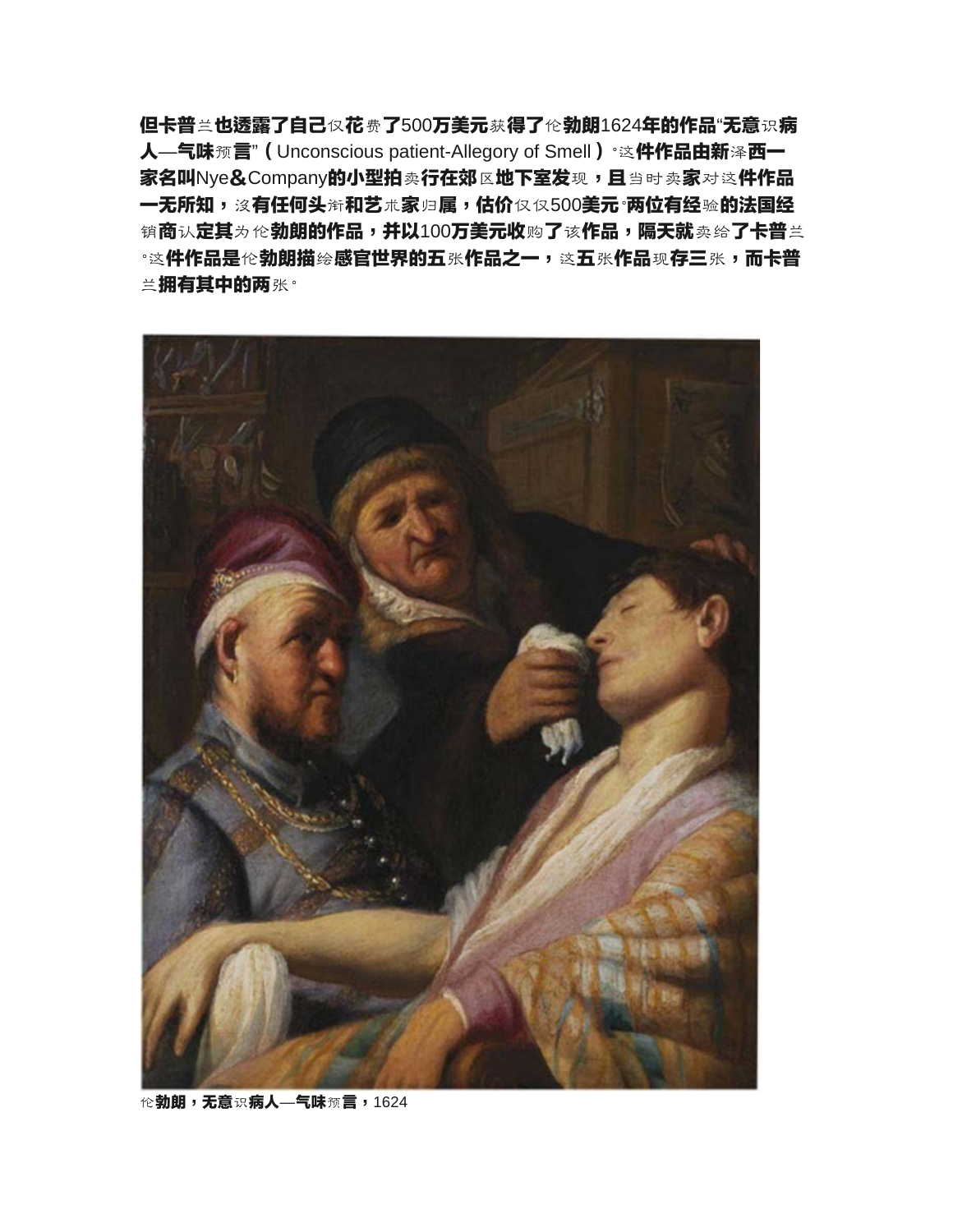但卡普兰也透露了自己仅花费了500万美元获得了伦勃朗1624年的作品"无意识病人—气味预言"（Unconscious patient-Allegory of Smell）。这件作品由新泽西一家名叫Nye&Company的小型拍卖行在郊区地下室发现，且当时卖家对这件作品一无所知，没有任何头衔和艺术家归属，估价仅仅500美元。两位有经验的法国经销商认定其为伦勃朗的作品，并以100万美元收购了该作品，隔天就卖给了卡普兰。这件作品是伦勃朗描绘感官世界的五张作品之一，这五张作品现存三张，而卡普兰拥有其中的两张。

伦勃朗，无意识病人—气味预言，1624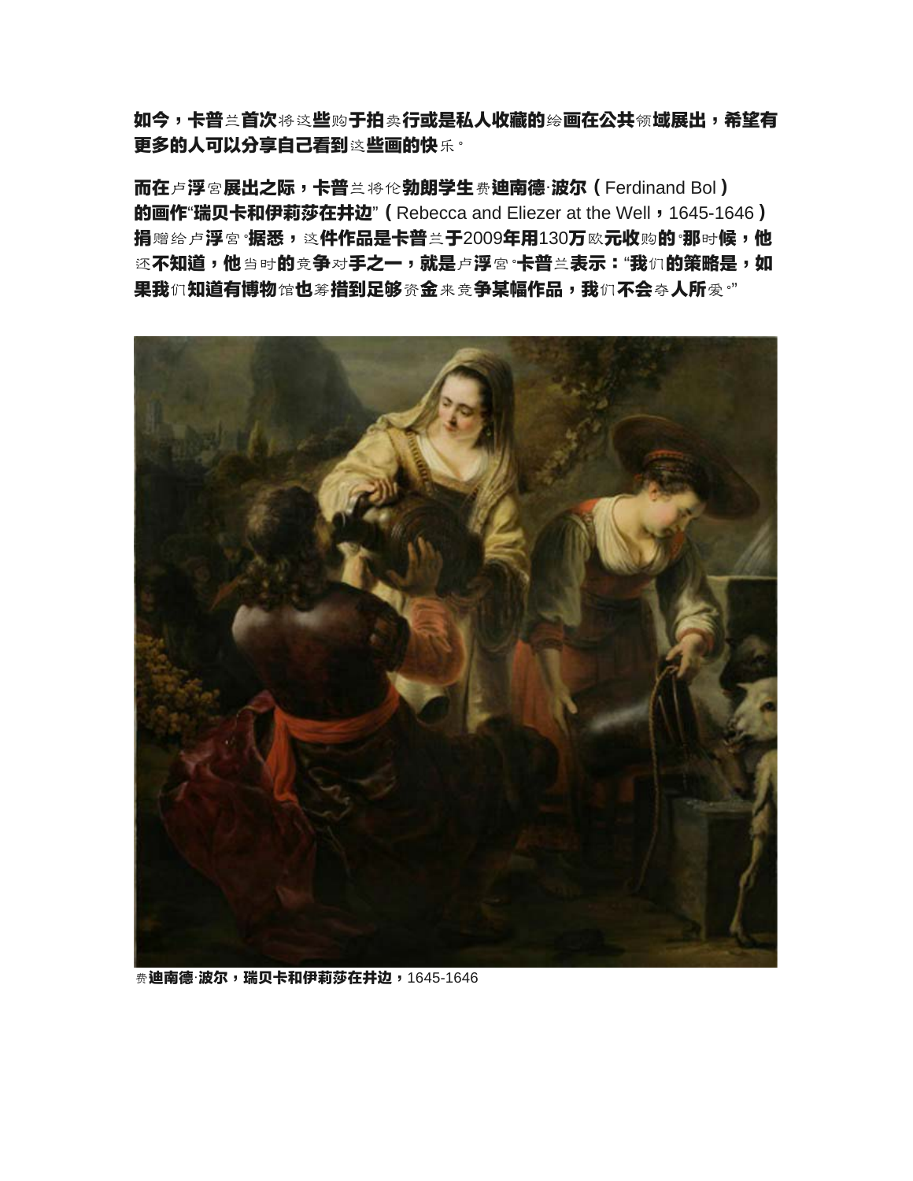如今，卡普兰首次将这些购于拍卖行或是私人收藏的绘画在公共领域展出，希望有更多的人可以分享自己看到这些画的快乐。

而在卢浮宫展出之际，卡普兰将伦勃朗学生费迪南德·波尔（Ferdinand Bol）的画作"瑞贝卡和伊莉莎在井边"（Rebecca and Eliezer at the Well，1645-1646）捐赠给卢浮宫。据悉，这件作品是卡普兰于2009年用130万欧元收购的。那时候，他还不知道，他当时的竞争对手之一，就是卢浮宫。卡普兰表示："我们的策略是，如果我们知道有博物馆也筹措到足够资金来竞争某幅作品，我们不会夺人所爱。"

费迪南德·波尔，瑞贝卡和伊莉莎在井边，1645-1646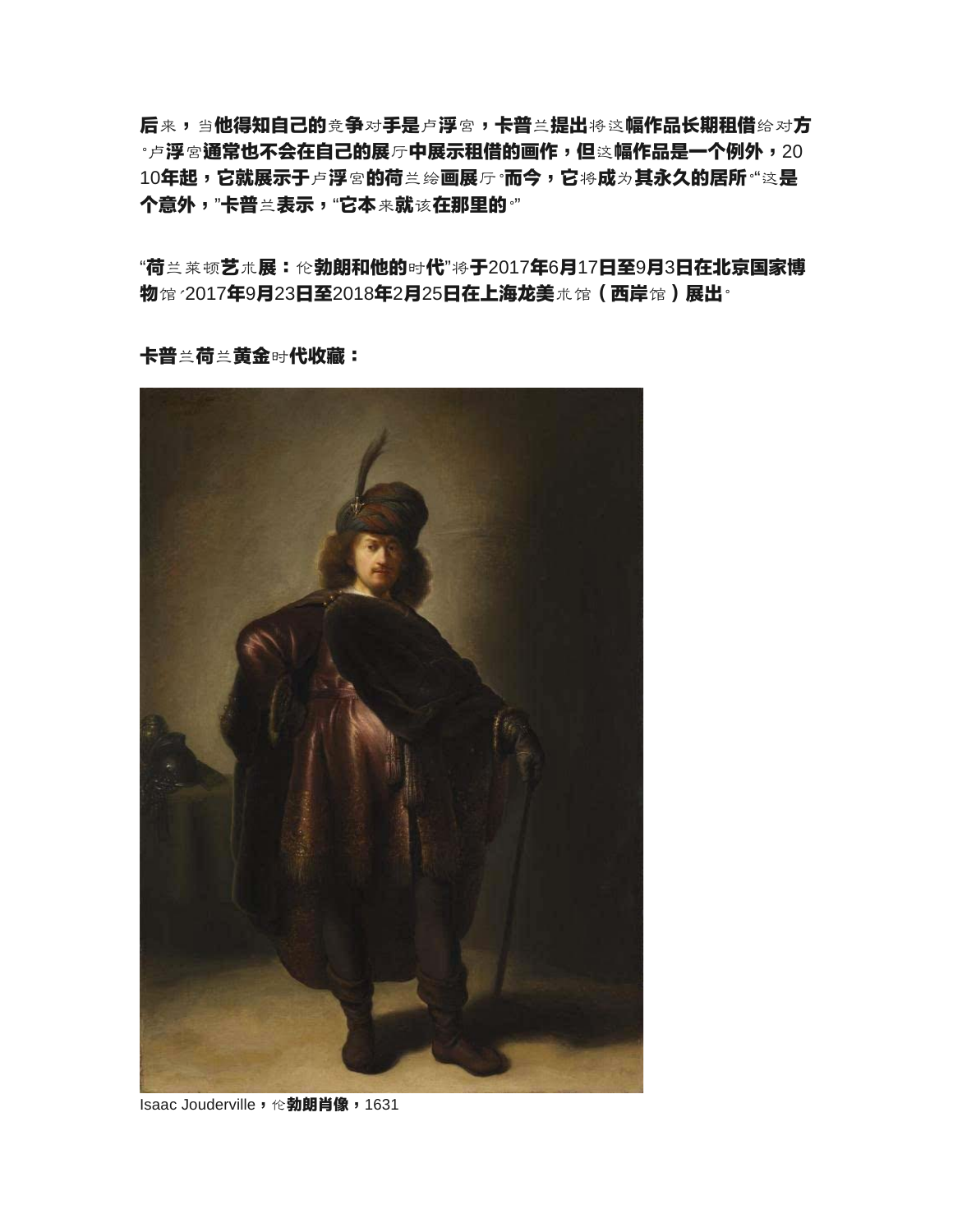后来，当他得知自己的竞争对手是卢浮宫，卡普兰提出将这幅作品长期租借给对方。卢浮宫通常也不会在自己的展厅中展示租借的画作，但这幅作品是一个例外，2010年起，它就展示于卢浮宫的荷兰绘画展厅。而今，它将成为其永久的居所。"这是个意外，"卡普兰表示，"它本来就该在那里的。"

"荷兰莱顿艺术展：伦勃朗和他的时代"将于2017年6月17日至9月3日在北京国家博物馆，2017年9月23日至2018年2月25日在上海龙美术馆（西岸馆）展出。

**卡普兰荷兰黄金时代收藏：**

Isaac Jouderville，伦勃朗肖像，1631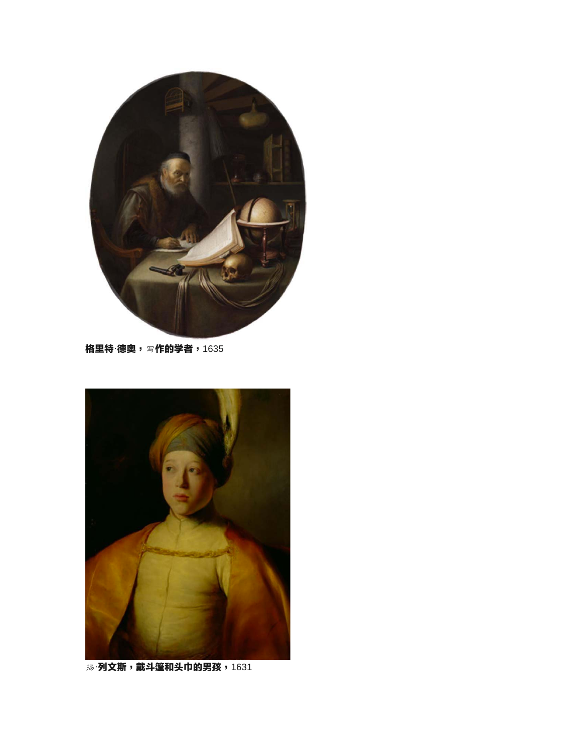**格里特·德奥，** 写**作的学者，**1635

扬·**列文斯，戴斗篷和头巾的男孩，**1631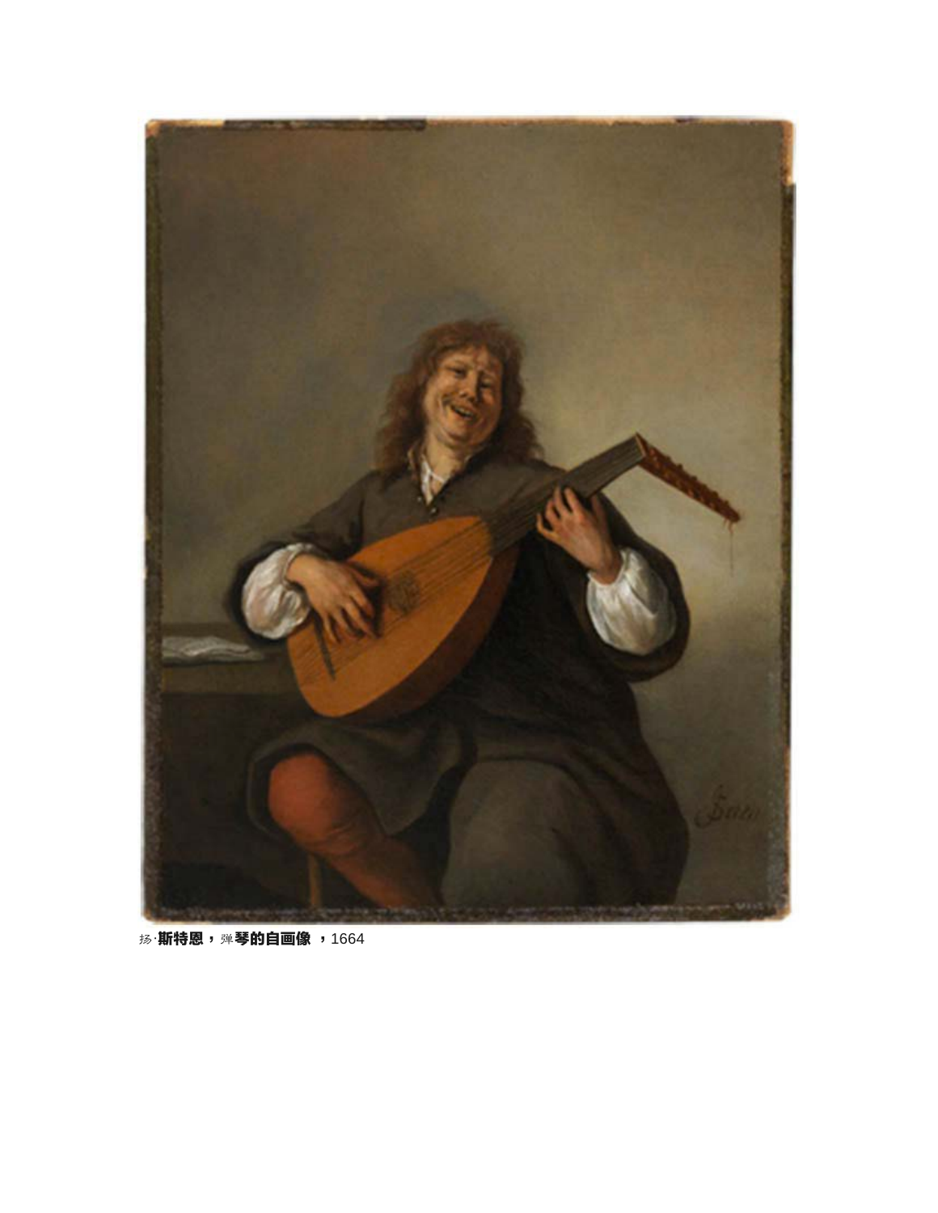扬·**斯特恩，**弹**琴的自画像 ，**1664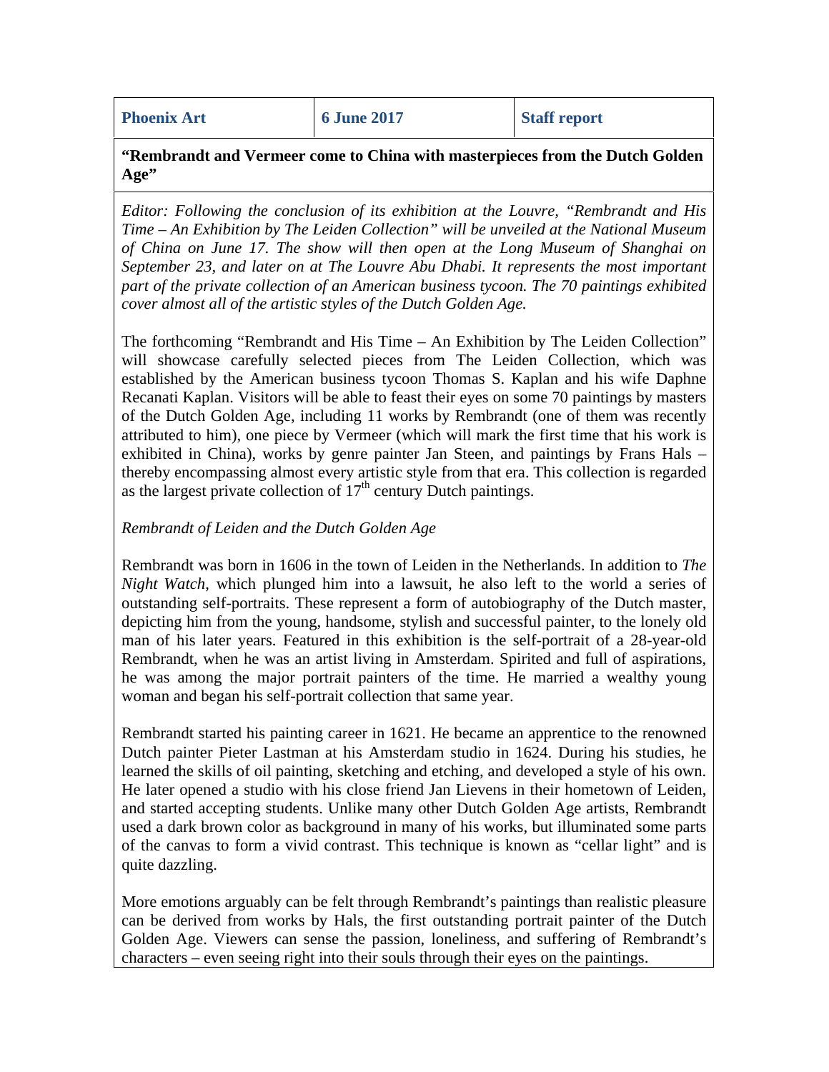| Phoenix Art | 6 June 2017 | Staff report |
| --- | --- | --- |

**"Rembrandt and Vermeer come to China with masterpieces from the Dutch Golden Age"**

*Editor: Following the conclusion of its exhibition at the Louvre, "Rembrandt and His Time – An Exhibition by The Leiden Collection" will be unveiled at the National Museum of China on June 17. The show will then open at the Long Museum of Shanghai on September 23, and later on at The Louvre Abu Dhabi. It represents the most important part of the private collection of an American business tycoon. The 70 paintings exhibited cover almost all of the artistic styles of the Dutch Golden Age.*

The forthcoming "Rembrandt and His Time – An Exhibition by The Leiden Collection" will showcase carefully selected pieces from The Leiden Collection, which was established by the American business tycoon Thomas S. Kaplan and his wife Daphne Recanati Kaplan. Visitors will be able to feast their eyes on some 70 paintings by masters of the Dutch Golden Age, including 11 works by Rembrandt (one of them was recently attributed to him), one piece by Vermeer (which will mark the first time that his work is exhibited in China), works by genre painter Jan Steen, and paintings by Frans Hals – thereby encompassing almost every artistic style from that era. This collection is regarded as the largest private collection of 17th century Dutch paintings.

*Rembrandt of Leiden and the Dutch Golden Age*

Rembrandt was born in 1606 in the town of Leiden in the Netherlands. In addition to *The Night Watch*, which plunged him into a lawsuit, he also left to the world a series of outstanding self-portraits. These represent a form of autobiography of the Dutch master, depicting him from the young, handsome, stylish and successful painter, to the lonely old man of his later years. Featured in this exhibition is the self-portrait of a 28-year-old Rembrandt, when he was an artist living in Amsterdam. Spirited and full of aspirations, he was among the major portrait painters of the time. He married a wealthy young woman and began his self-portrait collection that same year.

Rembrandt started his painting career in 1621. He became an apprentice to the renowned Dutch painter Pieter Lastman at his Amsterdam studio in 1624. During his studies, he learned the skills of oil painting, sketching and etching, and developed a style of his own. He later opened a studio with his close friend Jan Lievens in their hometown of Leiden, and started accepting students. Unlike many other Dutch Golden Age artists, Rembrandt used a dark brown color as background in many of his works, but illuminated some parts of the canvas to form a vivid contrast. This technique is known as "cellar light" and is quite dazzling.

More emotions arguably can be felt through Rembrandt's paintings than realistic pleasure can be derived from works by Hals, the first outstanding portrait painter of the Dutch Golden Age. Viewers can sense the passion, loneliness, and suffering of Rembrandt's characters – even seeing right into their souls through their eyes on the paintings.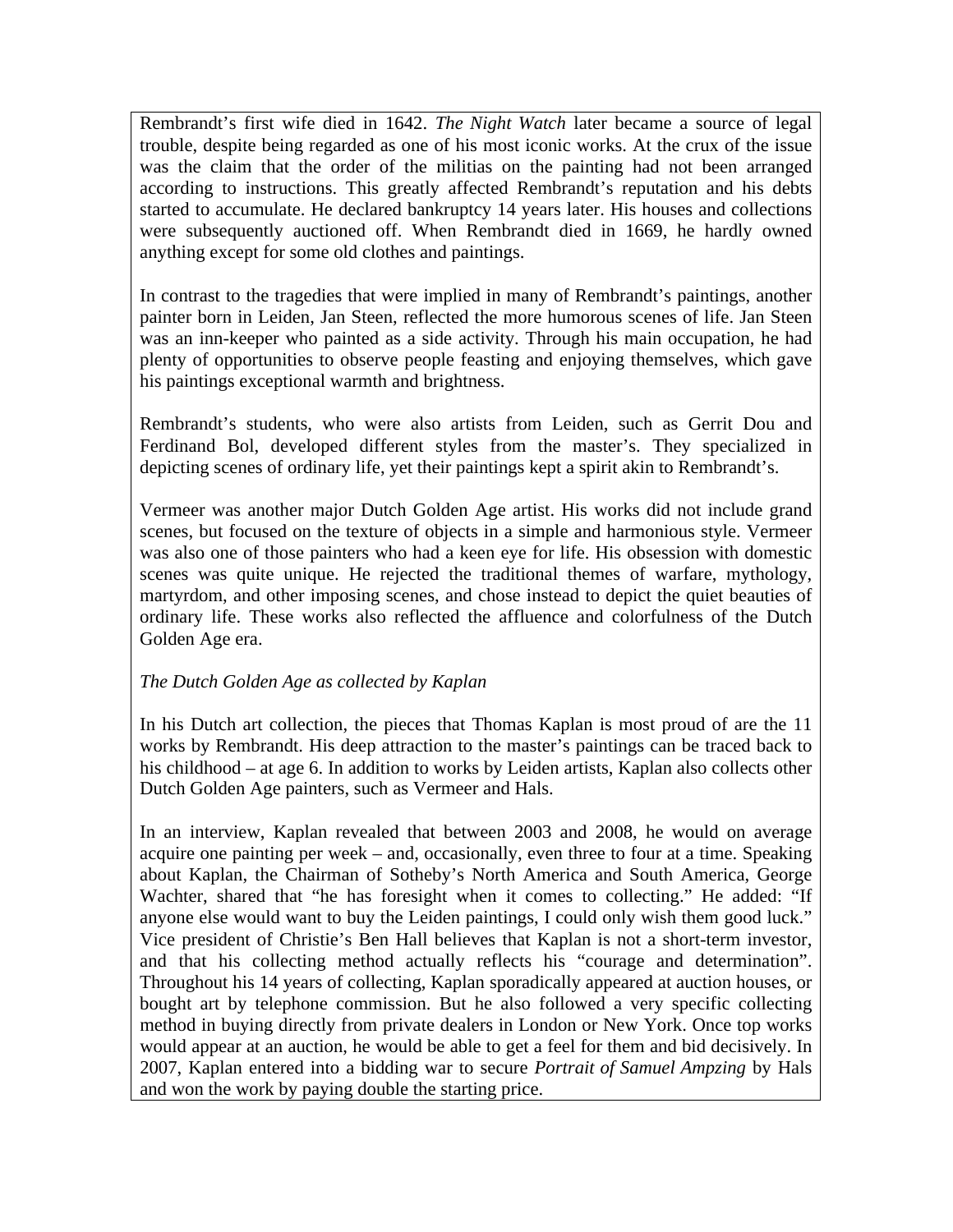Rembrandt's first wife died in 1642. *The Night Watch* later became a source of legal trouble, despite being regarded as one of his most iconic works. At the crux of the issue was the claim that the order of the militias on the painting had not been arranged according to instructions. This greatly affected Rembrandt's reputation and his debts started to accumulate. He declared bankruptcy 14 years later. His houses and collections were subsequently auctioned off. When Rembrandt died in 1669, he hardly owned anything except for some old clothes and paintings.

In contrast to the tragedies that were implied in many of Rembrandt's paintings, another painter born in Leiden, Jan Steen, reflected the more humorous scenes of life. Jan Steen was an inn-keeper who painted as a side activity. Through his main occupation, he had plenty of opportunities to observe people feasting and enjoying themselves, which gave his paintings exceptional warmth and brightness.

Rembrandt's students, who were also artists from Leiden, such as Gerrit Dou and Ferdinand Bol, developed different styles from the master's. They specialized in depicting scenes of ordinary life, yet their paintings kept a spirit akin to Rembrandt's.

Vermeer was another major Dutch Golden Age artist. His works did not include grand scenes, but focused on the texture of objects in a simple and harmonious style. Vermeer was also one of those painters who had a keen eye for life. His obsession with domestic scenes was quite unique. He rejected the traditional themes of warfare, mythology, martyrdom, and other imposing scenes, and chose instead to depict the quiet beauties of ordinary life. These works also reflected the affluence and colorfulness of the Dutch Golden Age era.

*The Dutch Golden Age as collected by Kaplan*

In his Dutch art collection, the pieces that Thomas Kaplan is most proud of are the 11 works by Rembrandt. His deep attraction to the master's paintings can be traced back to his childhood – at age 6. In addition to works by Leiden artists, Kaplan also collects other Dutch Golden Age painters, such as Vermeer and Hals.

In an interview, Kaplan revealed that between 2003 and 2008, he would on average acquire one painting per week – and, occasionally, even three to four at a time. Speaking about Kaplan, the Chairman of Sotheby's North America and South America, George Wachter, shared that "he has foresight when it comes to collecting." He added: "If anyone else would want to buy the Leiden paintings, I could only wish them good luck." Vice president of Christie's Ben Hall believes that Kaplan is not a short-term investor, and that his collecting method actually reflects his "courage and determination". Throughout his 14 years of collecting, Kaplan sporadically appeared at auction houses, or bought art by telephone commission. But he also followed a very specific collecting method in buying directly from private dealers in London or New York. Once top works would appear at an auction, he would be able to get a feel for them and bid decisively. In 2007, Kaplan entered into a bidding war to secure *Portrait of Samuel Ampzing* by Hals and won the work by paying double the starting price.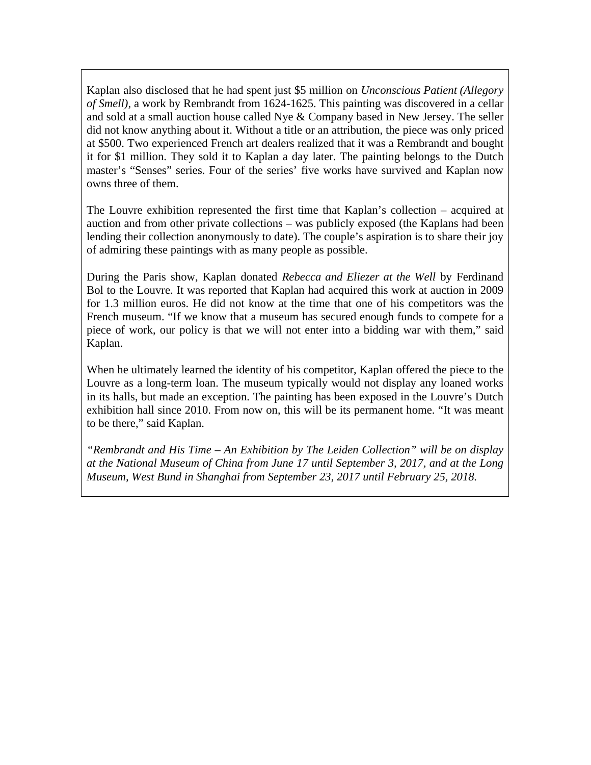Kaplan also disclosed that he had spent just $5 million on *Unconscious Patient (Allegory of Smell)*, a work by Rembrandt from 1624-1625. This painting was discovered in a cellar and sold at a small auction house called Nye & Company based in New Jersey. The seller did not know anything about it. Without a title or an attribution, the piece was only priced at $500. Two experienced French art dealers realized that it was a Rembrandt and bought it for $1 million. They sold it to Kaplan a day later. The painting belongs to the Dutch master's "Senses" series. Four of the series' five works have survived and Kaplan now owns three of them.

The Louvre exhibition represented the first time that Kaplan's collection – acquired at auction and from other private collections – was publicly exposed (the Kaplans had been lending their collection anonymously to date). The couple's aspiration is to share their joy of admiring these paintings with as many people as possible.

During the Paris show, Kaplan donated *Rebecca and Eliezer at the Well* by Ferdinand Bol to the Louvre. It was reported that Kaplan had acquired this work at auction in 2009 for 1.3 million euros. He did not know at the time that one of his competitors was the French museum. "If we know that a museum has secured enough funds to compete for a piece of work, our policy is that we will not enter into a bidding war with them," said Kaplan.

When he ultimately learned the identity of his competitor, Kaplan offered the piece to the Louvre as a long-term loan. The museum typically would not display any loaned works in its halls, but made an exception. The painting has been exposed in the Louvre's Dutch exhibition hall since 2010. From now on, this will be its permanent home. "It was meant to be there," said Kaplan.

*"Rembrandt and His Time – An Exhibition by The Leiden Collection" will be on display at the National Museum of China from June 17 until September 3, 2017, and at the Long Museum, West Bund in Shanghai from September 23, 2017 until February 25, 2018.*